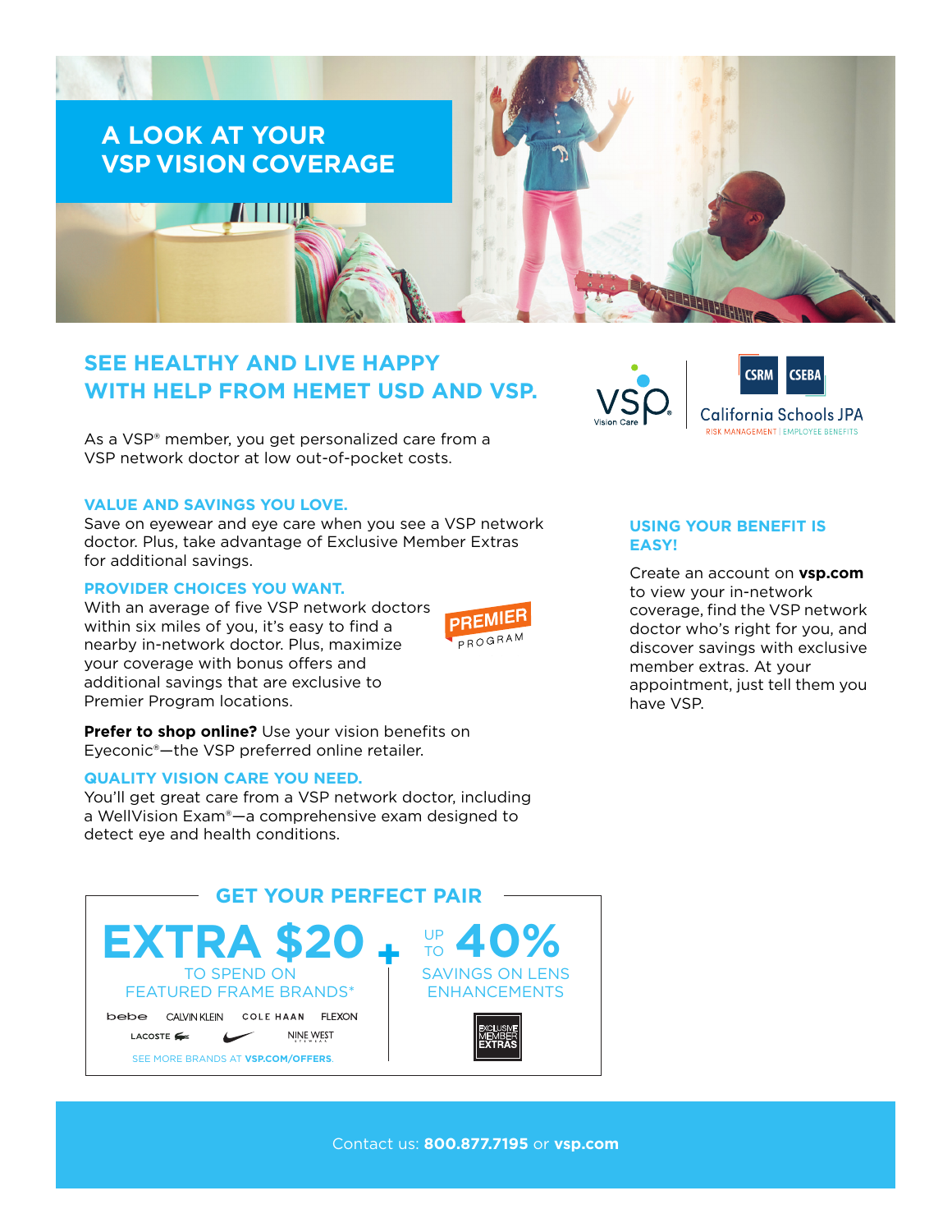# A LOOK AT YOUR VSP VISION COVERAGE

## SEE HEALTHY AND LIVE HAPPY WITH HELP FROM HEMET USD AND VSP.

VSP Vision Care | CSRM CSEBA California Schools JPA RISK MANAGEMENT | EMPLOYEE BENEFITS

As a VSP® member, you get personalized care from a VSP network doctor at low out-of-pocket costs.

### VALUE AND SAVINGS YOU LOVE.

Save on eyewear and eye care when you see a VSP network doctor. Plus, take advantage of Exclusive Member Extras for additional savings.

### PROVIDER CHOICES YOU WANT.

With an average of five VSP network doctors within six miles of you, it's easy to find a nearby in-network doctor. Plus, maximize your coverage with bonus offers and additional savings that are exclusive to Premier Program locations.

PREMIER PROGRAM

**Prefer to shop online?** Use your vision benefits on Eyeconic®—the VSP preferred online retailer.

### QUALITY VISION CARE YOU NEED.

You'll get great care from a VSP network doctor, including a WellVision Exam®—a comprehensive exam designed to detect eye and health conditions.

### USING YOUR BENEFIT IS EASY!

Create an account on **vsp.com** to view your in-network coverage, find the VSP network doctor who's right for you, and discover savings with exclusive member extras. At your appointment, just tell them you have VSP.

## GET YOUR PERFECT PAIR

**EXTRA $20** TO SPEND ON FEATURED FRAME BRANDS*

bebe | CALVIN KLEIN | COLE HAAN | FLEXON | LACOSTE | NIKE | NINE WEST

SEE MORE BRANDS AT **VSP.COM/OFFERS**.

**+**

**UP TO 40%** SAVINGS ON LENS ENHANCEMENTS

EXCLUSIVE MEMBER EXTRAS

Contact us: **800.877.7195** or **vsp.com**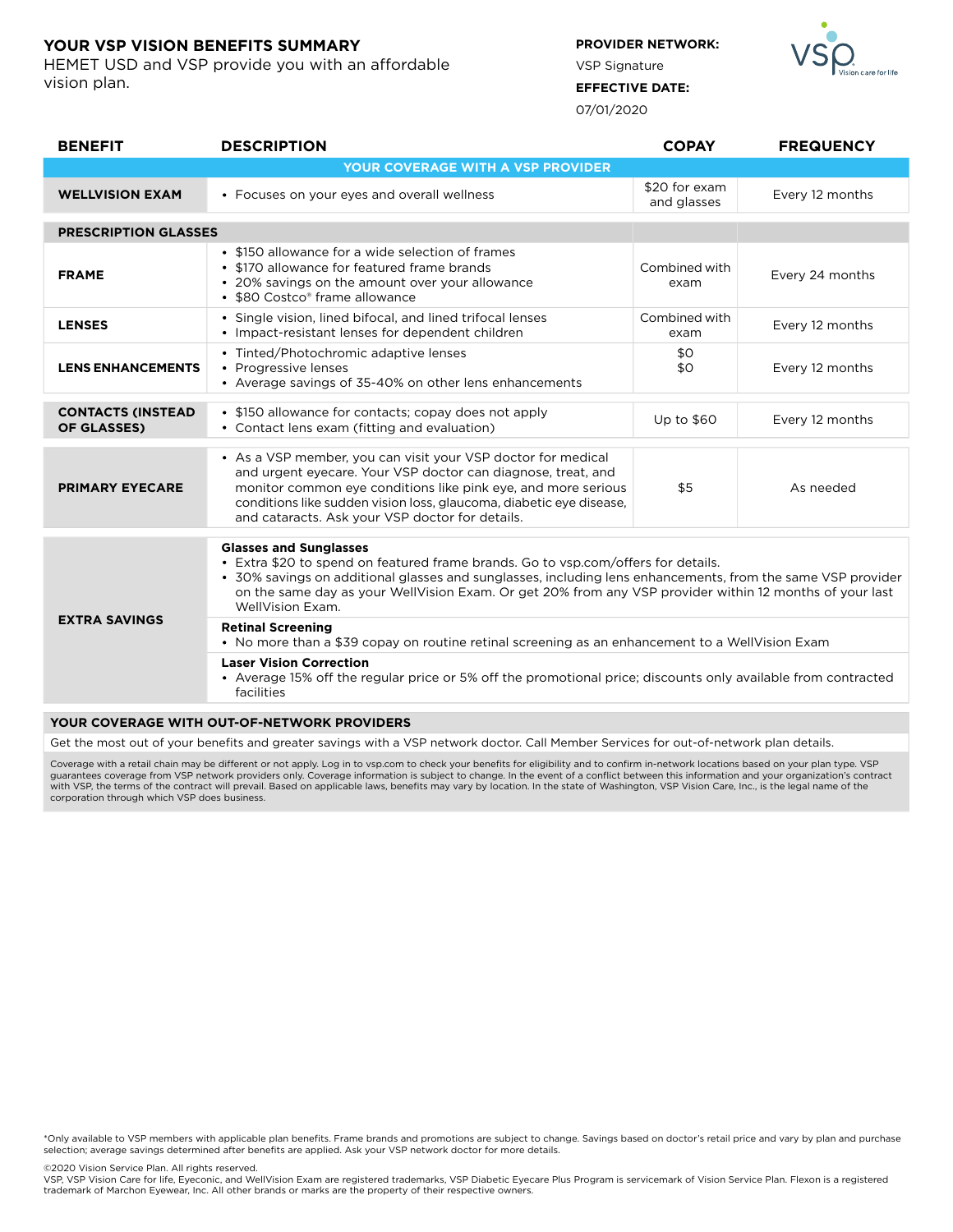## YOUR VSP VISION BENEFITS SUMMARY

HEMET USD and VSP provide you with an affordable vision plan.

**PROVIDER NETWORK:**
VSP Signature

**EFFECTIVE DATE:**
07/01/2020

| BENEFIT | DESCRIPTION | COPAY | FREQUENCY |
|---|---|---|---|
| YOUR COVERAGE WITH A VSP PROVIDER | | | |
| **WELLVISION EXAM** | • Focuses on your eyes and overall wellness | $20 for exam and glasses | Every 12 months |
| **PRESCRIPTION GLASSES** | | | |
| **FRAME** | • $150 allowance for a wide selection of frames<br>• $170 allowance for featured frame brands<br>• 20% savings on the amount over your allowance<br>• $80 Costco® frame allowance | Combined with exam | Every 24 months |
| **LENSES** | • Single vision, lined bifocal, and lined trifocal lenses<br>• Impact-resistant lenses for dependent children | Combined with exam | Every 12 months |
| **LENS ENHANCEMENTS** | • Tinted/Photochromic adaptive lenses<br>• Progressive lenses<br>• Average savings of 35-40% on other lens enhancements | $0<br>$0 | Every 12 months |
| **CONTACTS (INSTEAD OF GLASSES)** | • $150 allowance for contacts; copay does not apply<br>• Contact lens exam (fitting and evaluation) | Up to $60 | Every 12 months |
| **PRIMARY EYECARE** | • As a VSP member, you can visit your VSP doctor for medical and urgent eyecare. Your VSP doctor can diagnose, treat, and monitor common eye conditions like pink eye, and more serious conditions like sudden vision loss, glaucoma, diabetic eye disease, and cataracts. Ask your VSP doctor for details. | $5 | As needed |
| **EXTRA SAVINGS** | **Glasses and Sunglasses**<br>• Extra $20 to spend on featured frame brands. Go to vsp.com/offers for details.<br>• 30% savings on additional glasses and sunglasses, including lens enhancements, from the same VSP provider on the same day as your WellVision Exam. Or get 20% from any VSP provider within 12 months of your last WellVision Exam.<br>**Retinal Screening**<br>• No more than a $39 copay on routine retinal screening as an enhancement to a WellVision Exam<br>**Laser Vision Correction**<br>• Average 15% off the regular price or 5% off the promotional price; discounts only available from contracted facilities | | |

### YOUR COVERAGE WITH OUT-OF-NETWORK PROVIDERS

Get the most out of your benefits and greater savings with a VSP network doctor. Call Member Services for out-of-network plan details.

Coverage with a retail chain may be different or may not apply. Log in to vsp.com to check your benefits for eligibility and to confirm in-network locations based on your plan type. VSP guarantees coverage from VSP network providers only. Coverage information is subject to change. In the event of a conflict between this information and your organization's contract with VSP, the terms of the contract will prevail. Based on applicable laws, benefits may vary by location. In the state of Washington, VSP Vision Care, Inc., is the legal name of the corporation through which VSP does business.

*Only available to VSP members with applicable plan benefits. Frame brands and promotions are subject to change. Savings based on doctor's retail price and vary by plan and purchase selection; average savings determined after benefits are applied. Ask your VSP network doctor for more details.

©2020 Vision Service Plan. All rights reserved.
VSP, VSP Vision Care for life, Eyeconic, and WellVision Exam are registered trademarks, VSP Diabetic Eyecare Plus Program is servicemark of Vision Service Plan. Flexon is a registered trademark of Marchon Eyewear, Inc. All other brands or marks are the property of their respective owners.